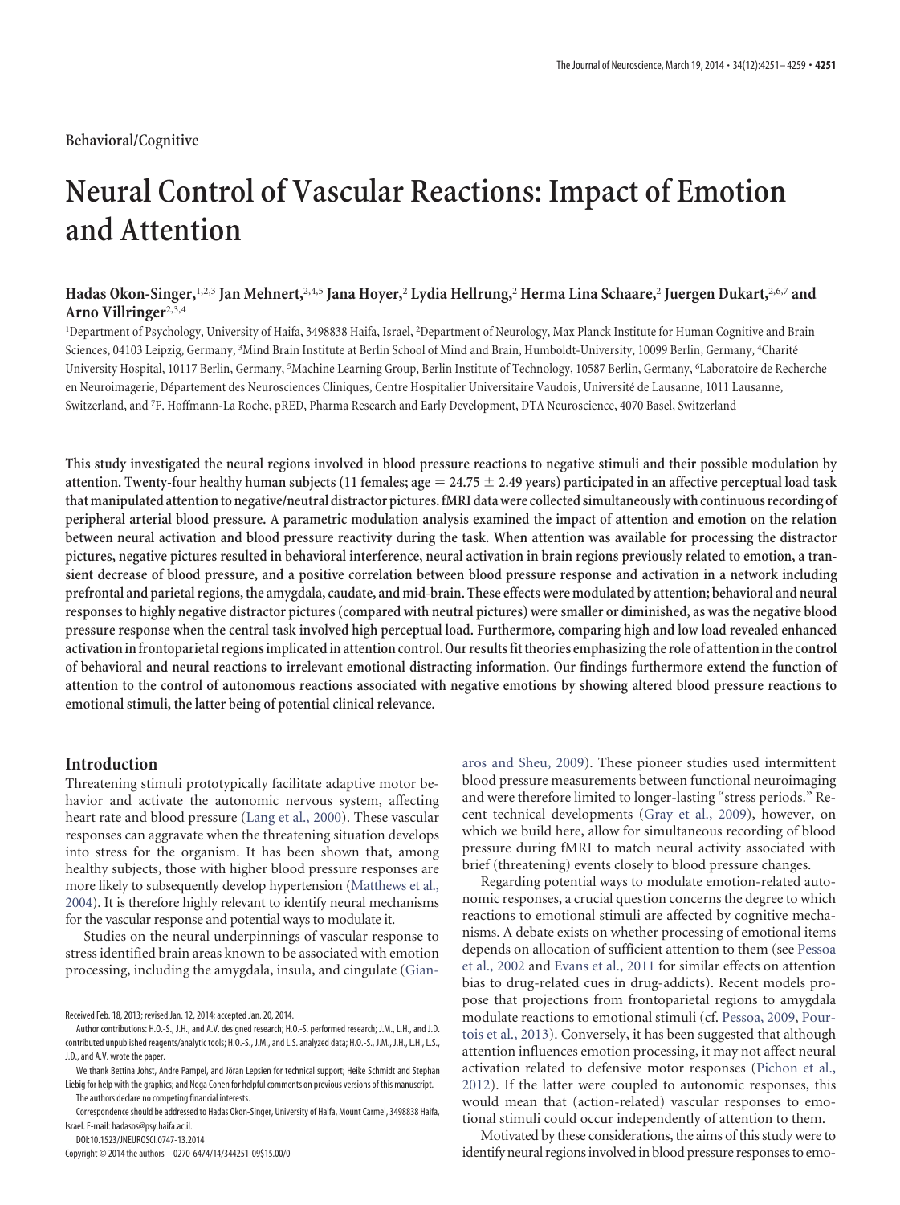Behavioral/Cognitive

# Neural Control of Vascular Reactions: Impact of Emotion and Attention

**Hadas Okon-Singer,[1,2,3] Jan Mehnert,[2,4,5] Jana Hoyer,[2] Lydia Hellrung,[2] Herma Lina Schaare,[2] Juergen Dukart,[2,6,7] and Arno Villringer[2,3,4]**

[1]Department of Psychology, University of Haifa, 3498838 Haifa, Israel, [2]Department of Neurology, Max Planck Institute for Human Cognitive and Brain Sciences, 04103 Leipzig, Germany, [3]Mind Brain Institute at Berlin School of Mind and Brain, Humboldt-University, 10099 Berlin, Germany, [4]Charité University Hospital, 10117 Berlin, Germany, [5]Machine Learning Group, Berlin Institute of Technology, 10587 Berlin, Germany, [6]Laboratoire de Recherche en Neuroimagerie, Département des Neurosciences Cliniques, Centre Hospitalier Universitaire Vaudois, Université de Lausanne, 1011 Lausanne, Switzerland, and [7]F. Hoffmann-La Roche, pRED, Pharma Research and Early Development, DTA Neuroscience, 4070 Basel, Switzerland

**This study investigated the neural regions involved in blood pressure reactions to negative stimuli and their possible modulation by attention. Twenty-four healthy human subjects (11 females; age = 24.75 ± 2.49 years) participated in an affective perceptual load task that manipulated attention to negative/neutral distractor pictures. fMRI data were collected simultaneously with continuous recording of peripheral arterial blood pressure. A parametric modulation analysis examined the impact of attention and emotion on the relation between neural activation and blood pressure reactivity during the task. When attention was available for processing the distractor pictures, negative pictures resulted in behavioral interference, neural activation in brain regions previously related to emotion, a transient decrease of blood pressure, and a positive correlation between blood pressure response and activation in a network including prefrontal and parietal regions, the amygdala, caudate, and mid-brain. These effects were modulated by attention; behavioral and neural responses to highly negative distractor pictures (compared with neutral pictures) were smaller or diminished, as was the negative blood pressure response when the central task involved high perceptual load. Furthermore, comparing high and low load revealed enhanced activation in frontoparietal regions implicated in attention control. Our results fit theories emphasizing the role of attention in the control of behavioral and neural reactions to irrelevant emotional distracting information. Our findings furthermore extend the function of attention to the control of autonomous reactions associated with negative emotions by showing altered blood pressure reactions to emotional stimuli, the latter being of potential clinical relevance.**

## Introduction

Threatening stimuli prototypically facilitate adaptive motor behavior and activate the autonomic nervous system, affecting heart rate and blood pressure (Lang et al., 2000). These vascular responses can aggravate when the threatening situation develops into stress for the organism. It has been shown that, among healthy subjects, those with higher blood pressure responses are more likely to subsequently develop hypertension (Matthews et al., 2004). It is therefore highly relevant to identify neural mechanisms for the vascular response and potential ways to modulate it.

Studies on the neural underpinnings of vascular response to stress identified brain areas known to be associated with emotion processing, including the amygdala, insula, and cingulate (Gianaros and Sheu, 2009). These pioneer studies used intermittent blood pressure measurements between functional neuroimaging and were therefore limited to longer-lasting "stress periods." Recent technical developments (Gray et al., 2009), however, on which we build here, allow for simultaneous recording of blood pressure during fMRI to match neural activity associated with brief (threatening) events closely to blood pressure changes.

Regarding potential ways to modulate emotion-related autonomic responses, a crucial question concerns the degree to which reactions to emotional stimuli are affected by cognitive mechanisms. A debate exists on whether processing of emotional items depends on allocation of sufficient attention to them (see Pessoa et al., 2002 and Evans et al., 2011 for similar effects on attention bias to drug-related cues in drug-addicts). Recent models propose that projections from frontoparietal regions to amygdala modulate reactions to emotional stimuli (cf. Pessoa, 2009, Pourtois et al., 2013). Conversely, it has been suggested that although attention influences emotion processing, it may not affect neural activation related to defensive motor responses (Pichon et al., 2012). If the latter were coupled to autonomic responses, this would mean that (action-related) vascular responses to emotional stimuli could occur independently of attention to them.

Motivated by these considerations, the aims of this study were to identify neural regions involved in blood pressure responses to emo-

Received Feb. 18, 2013; revised Jan. 12, 2014; accepted Jan. 20, 2014.

Author contributions: H.O.-S., J.H., and A.V. designed research; H.O.-S. performed research; J.M., L.H., and J.D. contributed unpublished reagents/analytic tools; H.O.-S., J.M., and L.S. analyzed data; H.O.-S., J.M., J.H., L.H., L.S., J.D., and A.V. wrote the paper.

We thank Bettina Johst, Andre Pampel, and Jöran Lepsien for technical support; Heike Schmidt and Stephan Liebig for help with the graphics; and Noga Cohen for helpful comments on previous versions of this manuscript.

The authors declare no competing financial interests.

Correspondence should be addressed to Hadas Okon-Singer, University of Haifa, Mount Carmel, 3498838 Haifa, Israel. E-mail: hadasos@psy.haifa.ac.il.

DOI:10.1523/JNEUROSCI.0747-13.2014

Copyright © 2014 the authors 0270-6474/14/344251-09$15.00/0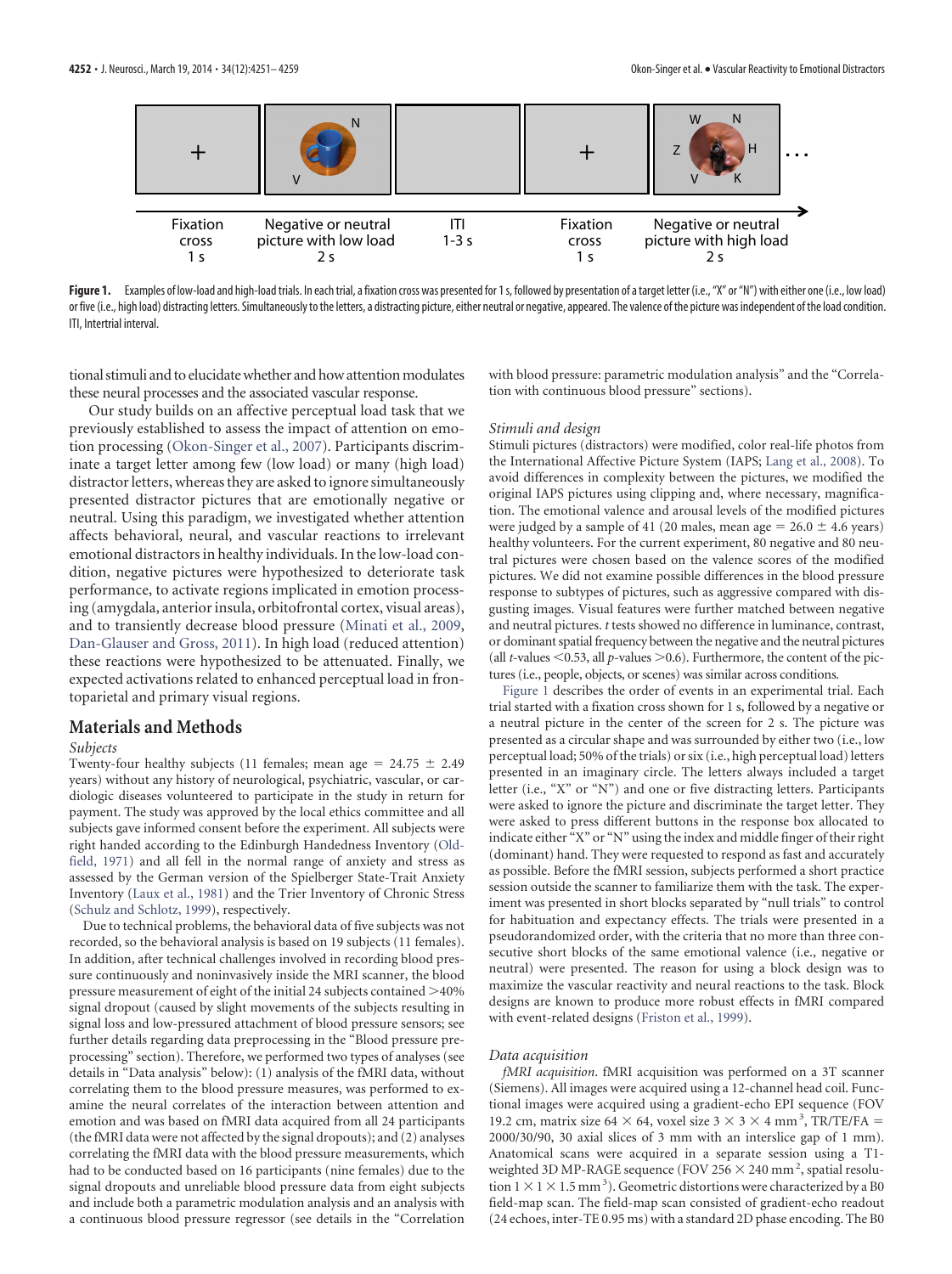Fixation cross 1 s

Negative or neutral picture with low load 2 s

ITI 1-3 s

Fixation cross 1 s

Negative or neutral picture with high load 2 s

**Figure 1.** Examples of low-load and high-load trials. In each trial, a fixation cross was presented for 1 s, followed by presentation of a target letter (i.e., "X" or "N") with either one (i.e., low load) or five (i.e., high load) distracting letters. Simultaneously to the letters, a distracting picture, either neutral or negative, appeared. The valence of the picture was independent of the load condition. ITI, Intertrial interval.

tional stimuli and to elucidate whether and how attention modulates these neural processes and the associated vascular response.

Our study builds on an affective perceptual load task that we previously established to assess the impact of attention on emotion processing (Okon-Singer et al., 2007). Participants discriminate a target letter among few (low load) or many (high load) distractor letters, whereas they are asked to ignore simultaneously presented distractor pictures that are emotionally negative or neutral. Using this paradigm, we investigated whether attention affects behavioral, neural, and vascular reactions to irrelevant emotional distractors in healthy individuals. In the low-load condition, negative pictures were hypothesized to deteriorate task performance, to activate regions implicated in emotion processing (amygdala, anterior insula, orbitofrontal cortex, visual areas), and to transiently decrease blood pressure (Minati et al., 2009, Dan-Glauser and Gross, 2011). In high load (reduced attention) these reactions were hypothesized to be attenuated. Finally, we expected activations related to enhanced perceptual load in frontoparietal and primary visual regions.

## Materials and Methods

*Subjects*

Twenty-four healthy subjects (11 females; mean age = 24.75 ± 2.49 years) without any history of neurological, psychiatric, vascular, or cardiologic diseases volunteered to participate in the study in return for payment. The study was approved by the local ethics committee and all subjects gave informed consent before the experiment. All subjects were right handed according to the Edinburgh Handedness Inventory (Oldfield, 1971) and all fell in the normal range of anxiety and stress as assessed by the German version of the Spielberger State-Trait Anxiety Inventory (Laux et al., 1981) and the Trier Inventory of Chronic Stress (Schulz and Schlotz, 1999), respectively.

Due to technical problems, the behavioral data of five subjects was not recorded, so the behavioral analysis is based on 19 subjects (11 females). In addition, after technical challenges involved in recording blood pressure continuously and noninvasively inside the MRI scanner, the blood pressure measurement of eight of the initial 24 subjects contained >40% signal dropout (caused by slight movements of the subjects resulting in signal loss and low-pressured attachment of blood pressure sensors; see further details regarding data preprocessing in the "Blood pressure preprocessing" section). Therefore, we performed two types of analyses (see details in "Data analysis" below): (1) analysis of the fMRI data, without correlating them to the blood pressure measures, was performed to examine the neural correlates of the interaction between attention and emotion and was based on fMRI data acquired from all 24 participants (the fMRI data were not affected by the signal dropouts); and (2) analyses correlating the fMRI data with the blood pressure measurements, which had to be conducted based on 16 participants (nine females) due to the signal dropouts and unreliable blood pressure data from eight subjects and include both a parametric modulation analysis and an analysis with a continuous blood pressure regressor (see details in the "Correlation with blood pressure: parametric modulation analysis" and the "Correlation with continuous blood pressure" sections).

*Stimuli and design*

Stimuli pictures (distractors) were modified, color real-life photos from the International Affective Picture System (IAPS; Lang et al., 2008). To avoid differences in complexity between the pictures, we modified the original IAPS pictures using clipping and, where necessary, magnification. The emotional valence and arousal levels of the modified pictures were judged by a sample of 41 (20 males, mean age = 26.0 ± 4.6 years) healthy volunteers. For the current experiment, 80 negative and 80 neutral pictures were chosen based on the valence scores of the modified pictures. We did not examine possible differences in the blood pressure response to subtypes of pictures, such as aggressive compared with disgusting images. Visual features were further matched between negative and neutral pictures. *t* tests showed no difference in luminance, contrast, or dominant spatial frequency between the negative and the neutral pictures (all *t*-values <0.53, all *p*-values >0.6). Furthermore, the content of the pictures (i.e., people, objects, or scenes) was similar across conditions.

Figure 1 describes the order of events in an experimental trial. Each trial started with a fixation cross shown for 1 s, followed by a negative or a neutral picture in the center of the screen for 2 s. The picture was presented as a circular shape and was surrounded by either two (i.e., low perceptual load; 50% of the trials) or six (i.e., high perceptual load) letters presented in an imaginary circle. The letters always included a target letter (i.e., "X" or "N") and one or five distracting letters. Participants were asked to ignore the picture and discriminate the target letter. They were asked to press different buttons in the response box allocated to indicate either "X" or "N" using the index and middle finger of their right (dominant) hand. They were requested to respond as fast and accurately as possible. Before the fMRI session, subjects performed a short practice session outside the scanner to familiarize them with the task. The experiment was presented in short blocks separated by "null trials" to control for habituation and expectancy effects. The trials were presented in a pseudorandomized order, with the criteria that no more than three consecutive short blocks of the same emotional valence (i.e., negative or neutral) were presented. The reason for using a block design was to maximize the vascular reactivity and neural reactions to the task. Block designs are known to produce more robust effects in fMRI compared with event-related designs (Friston et al., 1999).

*Data acquisition*

*fMRI acquisition.* fMRI acquisition was performed on a 3T scanner (Siemens). All images were acquired using a 12-channel head coil. Functional images were acquired using a gradient-echo EPI sequence (FOV 19.2 cm, matrix size 64 × 64, voxel size 3 × 3 × 4 mm$^3$, TR/TE/FA = 2000/30/90, 30 axial slices of 3 mm with an interslice gap of 1 mm). Anatomical scans were acquired in a separate session using a T1-weighted 3D MP-RAGE sequence (FOV 256 × 240 mm$^2$, spatial resolution 1 × 1 × 1.5 mm$^3$). Geometric distortions were characterized by a B0 field-map scan. The field-map scan consisted of gradient-echo readout (24 echoes, inter-TE 0.95 ms) with a standard 2D phase encoding. The B0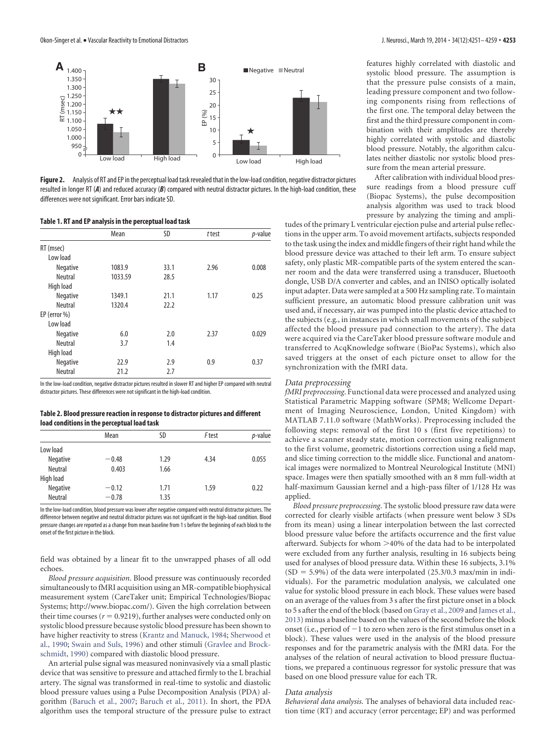A

1.400
1.350
1.300
1.250
1.200
1.150
1.100
1.050
1.000
950
0

RT (msec)

★★

Low load

High load

B

Negative Neutral

30
25
20
15
10
5
0

EP (%)

★

Low load

High load

**Figure 2.** Analysis of RT and EP in the perceptual load task revealed that in the low-load condition, negative distractor pictures resulted in longer RT (*A*) and reduced accuracy (*B*) compared with neutral distractor pictures. In the high-load condition, these differences were not significant. Error bars indicate SD.

**Table 1. RT and EP analysis in the perceptual load task**

| | Mean | SD | *t* test | *p*-value |
|---|---|---|---|---|
| RT (msec) | | | | |
| Low load | | | | |
| Negative | 1083.9 | 33.1 | 2.96 | 0.008 |
| Neutral | 1033.59 | 28.5 | | |
| High load | | | | |
| Negative | 1349.1 | 21.1 | 1.17 | 0.25 |
| Neutral | 1320.4 | 22.2 | | |
| EP (error %) | | | | |
| Low load | | | | |
| Negative | 6.0 | 2.0 | 2.37 | 0.029 |
| Neutral | 3.7 | 1.4 | | |
| High load | | | | |
| Negative | 22.9 | 2.9 | 0.9 | 0.37 |
| Neutral | 21.2 | 2.7 | | |

In the low-load condition, negative distractor pictures resulted in slower RT and higher EP compared with neutral distractor pictures. These differences were not significant in the high-load condition.

**Table 2. Blood pressure reaction in response to distractor pictures and different load conditions in the perceptual load task**

| | Mean | SD | *F* test | *p*-value |
|---|---|---|---|---|
| Low load | | | | |
| Negative | −0.48 | 1.29 | 4.34 | 0.055 |
| Neutral | 0.403 | 1.66 | | |
| High load | | | | |
| Negative | −0.12 | 1.71 | 1.59 | 0.22 |
| Neutral | −0.78 | 1.35 | | |

In the low-load condition, blood pressure was lower after negative compared with neutral distractor pictures. The difference between negative and neutral distractor pictures was not significant in the high-load condition. Blood pressure changes are reported as a change from mean baseline from 1 s before the beginning of each block to the onset of the first picture in the block.

field was obtained by a linear fit to the unwrapped phases of all odd echoes.

*Blood pressure acquisition*. Blood pressure was continuously recorded simultaneously to fMRI acquisition using an MR-compatible biophysical measurement system (CareTaker unit; Empirical Technologies/Biopac Systems; http://www.biopac.com/). Given the high correlation between their time courses ($r = 0.9219$), further analyses were conducted only on systolic blood pressure because systolic blood pressure has been shown to have higher reactivity to stress (Krantz and Manuck, 1984; Sherwood et al., 1990; Swain and Suls, 1996) and other stimuli (Gravlee and Brockschmidt, 1990) compared with diastolic blood pressure.

An arterial pulse signal was measured noninvasively via a small plastic device that was sensitive to pressure and attached firmly to the L brachial artery. The signal was transformed in real-time to systolic and diastolic blood pressure values using a Pulse Decomposition Analysis (PDA) algorithm (Baruch et al., 2007; Baruch et al., 2011). In short, the PDA algorithm uses the temporal structure of the pressure pulse to extract features highly correlated with diastolic and systolic blood pressure. The assumption is that the pressure pulse consists of a main, leading pressure component and two following components rising from reflections of the first one. The temporal delay between the first and the third pressure component in combination with their amplitudes are thereby highly correlated with systolic and diastolic blood pressure. Notably, the algorithm calculates neither diastolic nor systolic blood pressure from the mean arterial pressure.

After calibration with individual blood pressure readings from a blood pressure cuff (Biopac Systems), the pulse decomposition analysis algorithm was used to track blood pressure by analyzing the timing and amplitudes of the primary L ventricular ejection pulse and arterial pulse reflections in the upper arm. To avoid movement artifacts, subjects responded to the task using the index and middle fingers of their right hand while the blood pressure device was attached to their left arm. To ensure subject safety, only plastic MR-compatible parts of the system entered the scanner room and the data were transferred using a transducer, Bluetooth dongle, USB D/A converter and cables, and an INISO optically isolated input adapter. Data were sampled at a 500 Hz sampling rate. To maintain sufficient pressure, an automatic blood pressure calibration unit was used and, if necessary, air was pumped into the plastic device attached to the subjects (e.g., in instances in which small movements of the subject affected the blood pressure pad connection to the artery). The data were acquired via the CareTaker blood pressure software module and transferred to AcqKnowledge software (BioPac Systems), which also saved triggers at the onset of each picture onset to allow for the synchronization with the fMRI data.

### Data preprocessing

*fMRI preprocessing*. Functional data were processed and analyzed using Statistical Parametric Mapping software (SPM8; Wellcome Department of Imaging Neuroscience, London, United Kingdom) with MATLAB 7.11.0 software (MathWorks). Preprocessing included the following steps: removal of the first 10 s (first five repetitions) to achieve a scanner steady state, motion correction using realignment to the first volume, geometric distortions correction using a field map, and slice timing correction to the middle slice. Functional and anatomical images were normalized to Montreal Neurological Institute (MNI) space. Images were then spatially smoothed with an 8 mm full-width at half-maximum Gaussian kernel and a high-pass filter of 1/128 Hz was applied.

*Blood pressure preprocessing*. The systolic blood pressure raw data were corrected for clearly visible artifacts (when pressure went below 3 SDs from its mean) using a linear interpolation between the last corrected blood pressure value before the artifacts occurrence and the first value afterward. Subjects for whom >40% of the data had to be interpolated were excluded from any further analysis, resulting in 16 subjects being used for analyses of blood pressure data. Within these 16 subjects, 3.1% (SD = 5.9%) of the data were interpolated (25.3/0.3 max/min in individuals). For the parametric modulation analysis, we calculated one value for systolic blood pressure in each block. These values were based on an average of the values from 3 s after the first picture onset in a block to 5 s after the end of the block (based on Gray et al., 2009 and James et al., 2013) minus a baseline based on the values of the second before the block onset (i.e., period of −1 to zero when zero is the first stimulus onset in a block). These values were used in the analysis of the blood pressure responses and for the parametric analysis with the fMRI data. For the analyses of the relation of neural activation to blood pressure fluctuations, we prepared a continuous regressor for systolic pressure that was based on one blood pressure value for each TR.

### Data analysis

*Behavioral data analysis*. The analyses of behavioral data included reaction time (RT) and accuracy (error percentage; EP) and was performed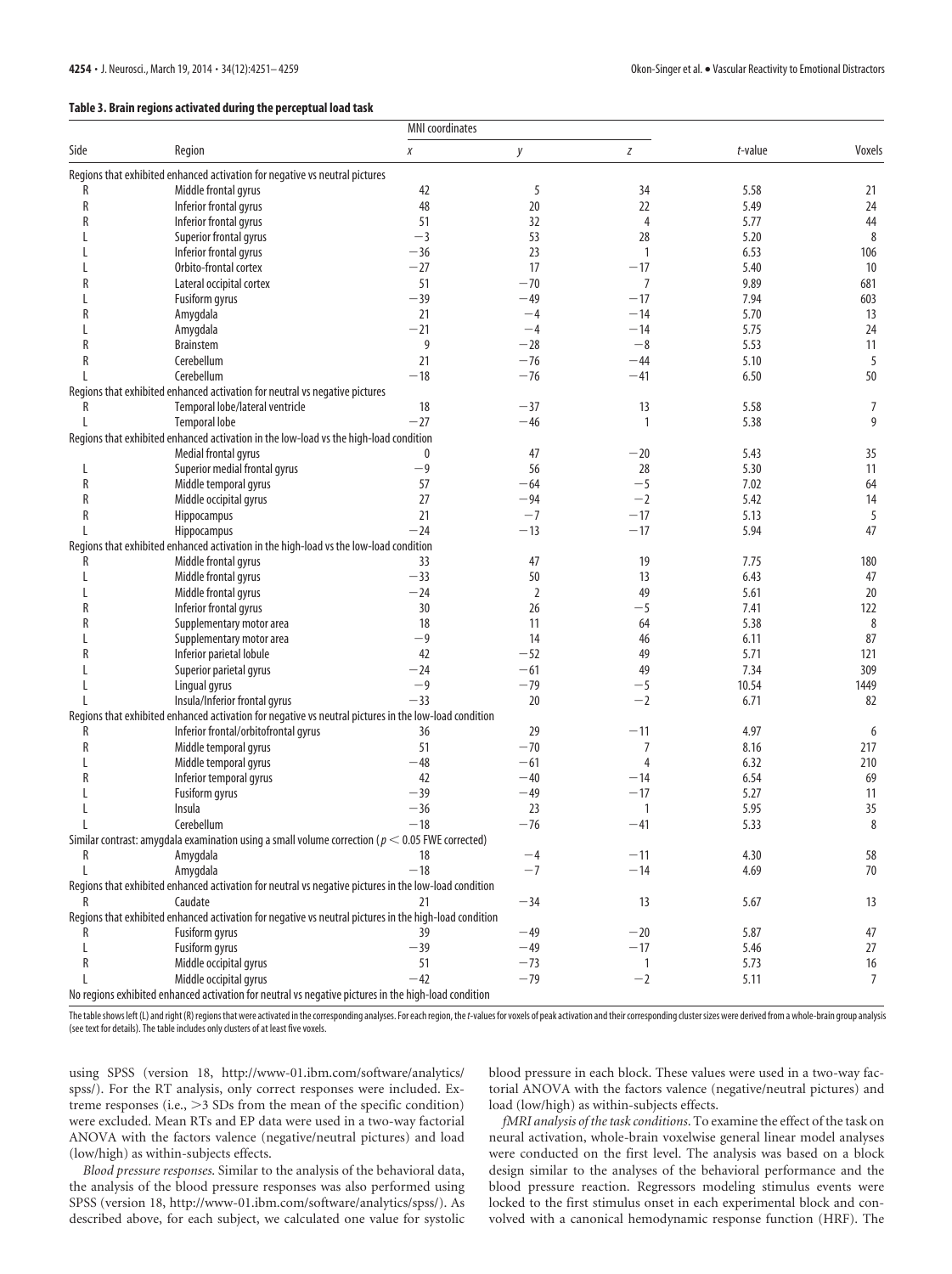**Table 3. Brain regions activated during the perceptual load task**

| Side | Region | MNI coordinates | | | *t*-value | Voxels |
|---|---|---|---|---|---|---|
| | | *x* | *y* | *z* | | |
| Regions that exhibited enhanced activation for negative vs neutral pictures | | | | | | |
| R | Middle frontal gyrus | 42 | 5 | 34 | 5.58 | 21 |
| R | Inferior frontal gyrus | 48 | 20 | 22 | 5.49 | 24 |
| R | Inferior frontal gyrus | 51 | 32 | 4 | 5.77 | 44 |
| L | Superior frontal gyrus | −3 | 53 | 28 | 5.20 | 8 |
| L | Inferior frontal gyrus | −36 | 23 | 1 | 6.53 | 106 |
| L | Orbito-frontal cortex | −27 | 17 | −17 | 5.40 | 10 |
| R | Lateral occipital cortex | 51 | −70 | 7 | 9.89 | 681 |
| L | Fusiform gyrus | −39 | −49 | −17 | 7.94 | 603 |
| R | Amygdala | 21 | −4 | −14 | 5.70 | 13 |
| L | Amygdala | −21 | −4 | −14 | 5.75 | 24 |
| R | Brainstem | 9 | −28 | −8 | 5.53 | 11 |
| R | Cerebellum | 21 | −76 | −44 | 5.10 | 5 |
| L | Cerebellum | −18 | −76 | −41 | 6.50 | 50 |
| Regions that exhibited enhanced activation for neutral vs negative pictures | | | | | | |
| R | Temporal lobe/lateral ventricle | 18 | −37 | 13 | 5.58 | 7 |
| L | Temporal lobe | −27 | −46 | 1 | 5.38 | 9 |
| Regions that exhibited enhanced activation in the low-load vs the high-load condition | | | | | | |
| | Medial frontal gyrus | 0 | 47 | −20 | 5.43 | 35 |
| L | Superior medial frontal gyrus | −9 | 56 | 28 | 5.30 | 11 |
| R | Middle temporal gyrus | 57 | −64 | −5 | 7.02 | 64 |
| R | Middle occipital gyrus | 27 | −94 | −2 | 5.42 | 14 |
| R | Hippocampus | 21 | −7 | −17 | 5.13 | 5 |
| L | Hippocampus | −24 | −13 | −17 | 5.94 | 47 |
| Regions that exhibited enhanced activation in the high-load vs the low-load condition | | | | | | |
| R | Middle frontal gyrus | 33 | 47 | 19 | 7.75 | 180 |
| L | Middle frontal gyrus | −33 | 50 | 13 | 6.43 | 47 |
| L | Middle frontal gyrus | −24 | 2 | 49 | 5.61 | 20 |
| R | Inferior frontal gyrus | 30 | 26 | −5 | 7.41 | 122 |
| R | Supplementary motor area | 18 | 11 | 64 | 5.38 | 8 |
| L | Supplementary motor area | −9 | 14 | 46 | 6.11 | 87 |
| R | Inferior parietal lobule | 42 | −52 | 49 | 5.71 | 121 |
| L | Superior parietal gyrus | −24 | −61 | 49 | 7.34 | 309 |
| L | Lingual gyrus | −9 | −79 | −5 | 10.54 | 1449 |
| L | Insula/Inferior frontal gyrus | −33 | 20 | −2 | 6.71 | 82 |
| Regions that exhibited enhanced activation for negative vs neutral pictures in the low-load condition | | | | | | |
| R | Inferior frontal/orbitofrontal gyrus | 36 | 29 | −11 | 4.97 | 6 |
| R | Middle temporal gyrus | 51 | −70 | 7 | 8.16 | 217 |
| L | Middle temporal gyrus | −48 | −61 | 4 | 6.32 | 210 |
| R | Inferior temporal gyrus | 42 | −40 | −14 | 6.54 | 69 |
| L | Fusiform gyrus | −39 | −49 | −17 | 5.27 | 11 |
| L | Insula | −36 | 23 | 1 | 5.95 | 35 |
| L | Cerebellum | −18 | −76 | −41 | 5.33 | 8 |
| Similar contrast: amygdala examination using a small volume correction ($p < 0.05$ FWE corrected) | | | | | | |
| R | Amygdala | 18 | −4 | −11 | 4.30 | 58 |
| L | Amygdala | −18 | −7 | −14 | 4.69 | 70 |
| Regions that exhibited enhanced activation for neutral vs negative pictures in the low-load condition | | | | | | |
| R | Caudate | 21 | −34 | 13 | 5.67 | 13 |
| Regions that exhibited enhanced activation for negative vs neutral pictures in the high-load condition | | | | | | |
| R | Fusiform gyrus | 39 | −49 | −20 | 5.87 | 47 |
| L | Fusiform gyrus | −39 | −49 | −17 | 5.46 | 27 |
| R | Middle occipital gyrus | 51 | −73 | 1 | 5.73 | 16 |
| L | Middle occipital gyrus | −42 | −79 | −2 | 5.11 | 7 |
| No regions exhibited enhanced activation for neutral vs negative pictures in the high-load condition | | | | | | |

The table shows left (L) and right (R) regions that were activated in the corresponding analyses. For each region, the *t*-values for voxels of peak activation and their corresponding cluster sizes were derived from a whole-brain group analysis (see text for details). The table includes only clusters of at least five voxels.

using SPSS (version 18, http://www-01.ibm.com/software/analytics/spss/). For the RT analysis, only correct responses were included. Extreme responses (i.e., >3 SDs from the mean of the specific condition) were excluded. Mean RTs and EP data were used in a two-way factorial ANOVA with the factors valence (negative/neutral pictures) and load (low/high) as within-subjects effects.

*Blood pressure responses*. Similar to the analysis of the behavioral data, the analysis of the blood pressure responses was also performed using SPSS (version 18, http://www-01.ibm.com/software/analytics/spss/). As described above, for each subject, we calculated one value for systolic blood pressure in each block. These values were used in a two-way factorial ANOVA with the factors valence (negative/neutral pictures) and load (low/high) as within-subjects effects.

*fMRI analysis of the task conditions*. To examine the effect of the task on neural activation, whole-brain voxelwise general linear model analyses were conducted on the first level. The analysis was based on a block design similar to the analyses of the behavioral performance and the blood pressure reaction. Regressors modeling stimulus events were locked to the first stimulus onset in each experimental block and convolved with a canonical hemodynamic response function (HRF). The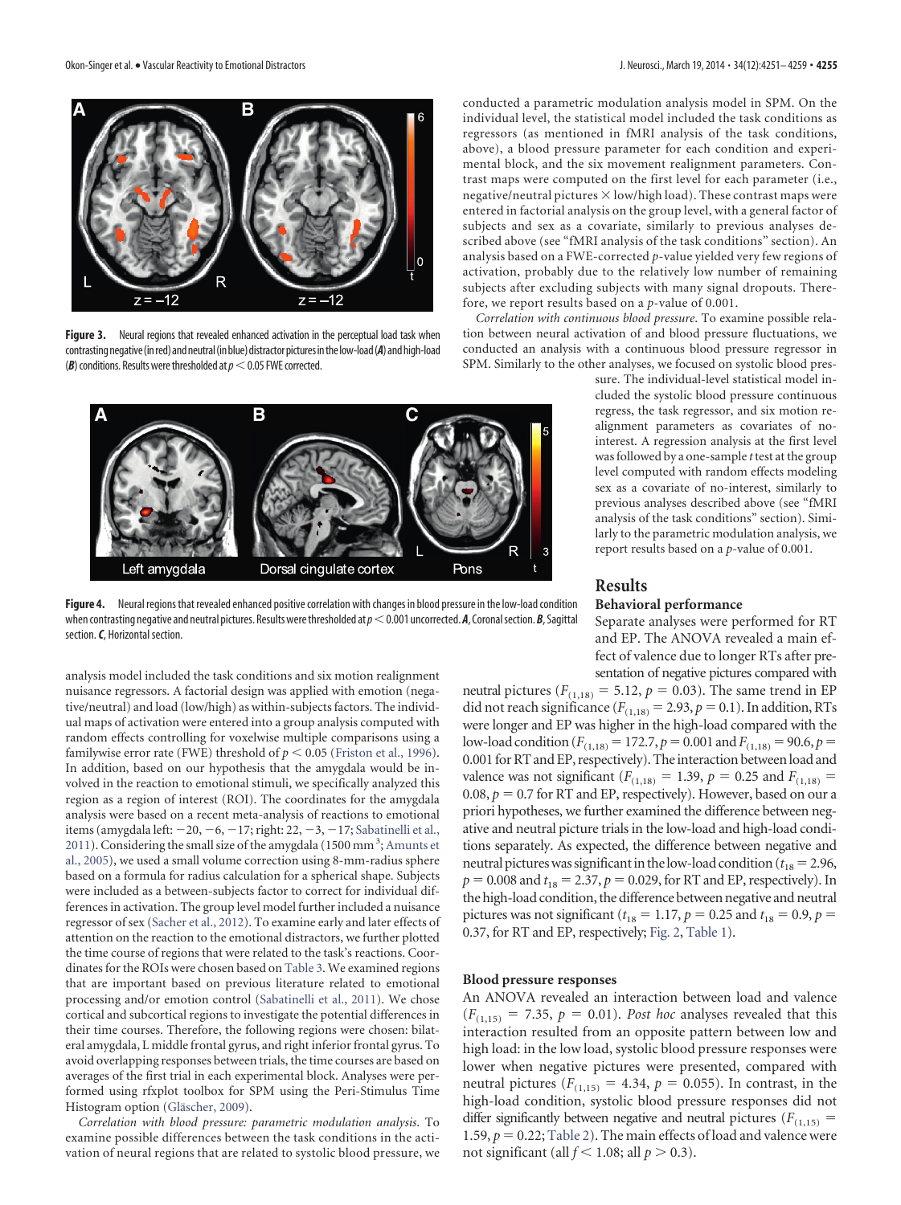Figure 3. Neural regions that revealed enhanced activation in the perceptual load task when contrasting negative (in red) and neutral (in blue) distractor pictures in the low-load (***A***) and high-load (***B***) conditions. Results were thresholded at $p < 0.05$ FWE corrected.

Figure 4. Neural regions that revealed enhanced positive correlation with changes in blood pressure in the low-load condition when contrasting negative and neutral pictures. Results were thresholded at $p < 0.001$ uncorrected. ***A***, Coronal section. ***B***, Sagittal section. ***C***, Horizontal section.

analysis model included the task conditions and six motion realignment nuisance regressors. A factorial design was applied with emotion (negative/neutral) and load (low/high) as within-subjects factors. The individual maps of activation were entered into a group analysis computed with random effects controlling for voxelwise multiple comparisons using a familywise error rate (FWE) threshold of $p < 0.05$ (Friston et al., 1996). In addition, based on our hypothesis that the amygdala would be involved in the reaction to emotional stimuli, we specifically analyzed this region as a region of interest (ROI). The coordinates for the amygdala analysis were based on a recent meta-analysis of reactions to emotional items (amygdala left: −20, −6, −17; right: 22, −3, −17; Sabatinelli et al., 2011). Considering the small size of the amygdala (1500 mm$^3$; Amunts et al., 2005), we used a small volume correction using 8-mm-radius sphere based on a formula for radius calculation for a spherical shape. Subjects were included as a between-subjects factor to correct for individual differences in activation. The group level model further included a nuisance regressor of sex (Sacher et al., 2012). To examine early and later effects of attention on the reaction to the emotional distractors, we further plotted the time course of regions that were related to the task's reactions. Coordinates for the ROIs were chosen based on Table 3. We examined regions that are important based on previous literature related to emotional processing and/or emotion control (Sabatinelli et al., 2011). We chose cortical and subcortical regions to investigate the potential differences in their time courses. Therefore, the following regions were chosen: bilateral amygdala, L middle frontal gyrus, and right inferior frontal gyrus. To avoid overlapping responses between trials, the time courses are based on averages of the first trial in each experimental block. Analyses were performed using rfxplot toolbox for SPM using the Peri-Stimulus Time Histogram option (Gläscher, 2009).

*Correlation with blood pressure: parametric modulation analysis.* To examine possible differences between the task conditions in the activation of neural regions that are related to systolic blood pressure, we conducted a parametric modulation analysis model in SPM. On the individual level, the statistical model included the task conditions as regressors (as mentioned in fMRI analysis of the task conditions, above), a blood pressure parameter for each condition and experimental block, and the six movement realignment parameters. Contrast maps were computed on the first level for each parameter (i.e., negative/neutral pictures × low/high load). These contrast maps were entered in factorial analysis on the group level, with a general factor of subjects and sex as a covariate, similarly to previous analyses described above (see "fMRI analysis of the task conditions" section). An analysis based on a FWE-corrected $p$-value yielded very few regions of activation, probably due to the relatively low number of remaining subjects after excluding subjects with many signal dropouts. Therefore, we report results based on a $p$-value of 0.001.

*Correlation with continuous blood pressure.* To examine possible relation between neural activation of and blood pressure fluctuations, we conducted an analysis with a continuous blood pressure regressor in SPM. Similarly to the other analyses, we focused on systolic blood pressure. The individual-level statistical model included the systolic blood pressure continuous regress, the task regressor, and six motion realignment parameters as covariates of no-interest. A regression analysis at the first level was followed by a one-sample $t$ test at the group level computed with random effects modeling sex as a covariate of no-interest, similarly to previous analyses described above (see "fMRI analysis of the task conditions" section). Similarly to the parametric modulation analysis, we report results based on a $p$-value of 0.001.

## Results

### Behavioral performance

Separate analyses were performed for RT and EP. The ANOVA revealed a main effect of valence due to longer RTs after presentation of negative pictures compared with neutral pictures ($F_{(1,18)} = 5.12$, $p = 0.03$). The same trend in EP did not reach significance ($F_{(1,18)} = 2.93$, $p = 0.1$). In addition, RTs were longer and EP was higher in the high-load compared with the low-load condition ($F_{(1,18)} = 172.7$, $p = 0.001$ and $F_{(1,18)} = 90.6$, $p = 0.001$ for RT and EP, respectively). The interaction between load and valence was not significant ($F_{(1,18)} = 1.39$, $p = 0.25$ and $F_{(1,18)} = 0.08$, $p = 0.7$ for RT and EP, respectively). However, based on our a priori hypotheses, we further examined the difference between negative and neutral picture trials in the low-load and high-load conditions separately. As expected, the difference between negative and neutral pictures was significant in the low-load condition ($t_{18} = 2.96$, $p = 0.008$ and $t_{18} = 2.37$, $p = 0.029$, for RT and EP, respectively). In the high-load condition, the difference between negative and neutral pictures was not significant ($t_{18} = 1.17$, $p = 0.25$ and $t_{18} = 0.9$, $p = 0.37$, for RT and EP, respectively; Fig. 2, Table 1).

### Blood pressure responses

An ANOVA revealed an interaction between load and valence ($F_{(1,15)} = 7.35$, $p = 0.01$). *Post hoc* analyses revealed that this interaction resulted from an opposite pattern between low and high load: in the low load, systolic blood pressure responses were lower when negative pictures were presented, compared with neutral pictures ($F_{(1,15)} = 4.34$, $p = 0.055$). In contrast, in the high-load condition, systolic blood pressure responses did not differ significantly between negative and neutral pictures ($F_{(1,15)} = 1.59$, $p = 0.22$; Table 2). The main effects of load and valence were not significant (all $f < 1.08$; all $p > 0.3$).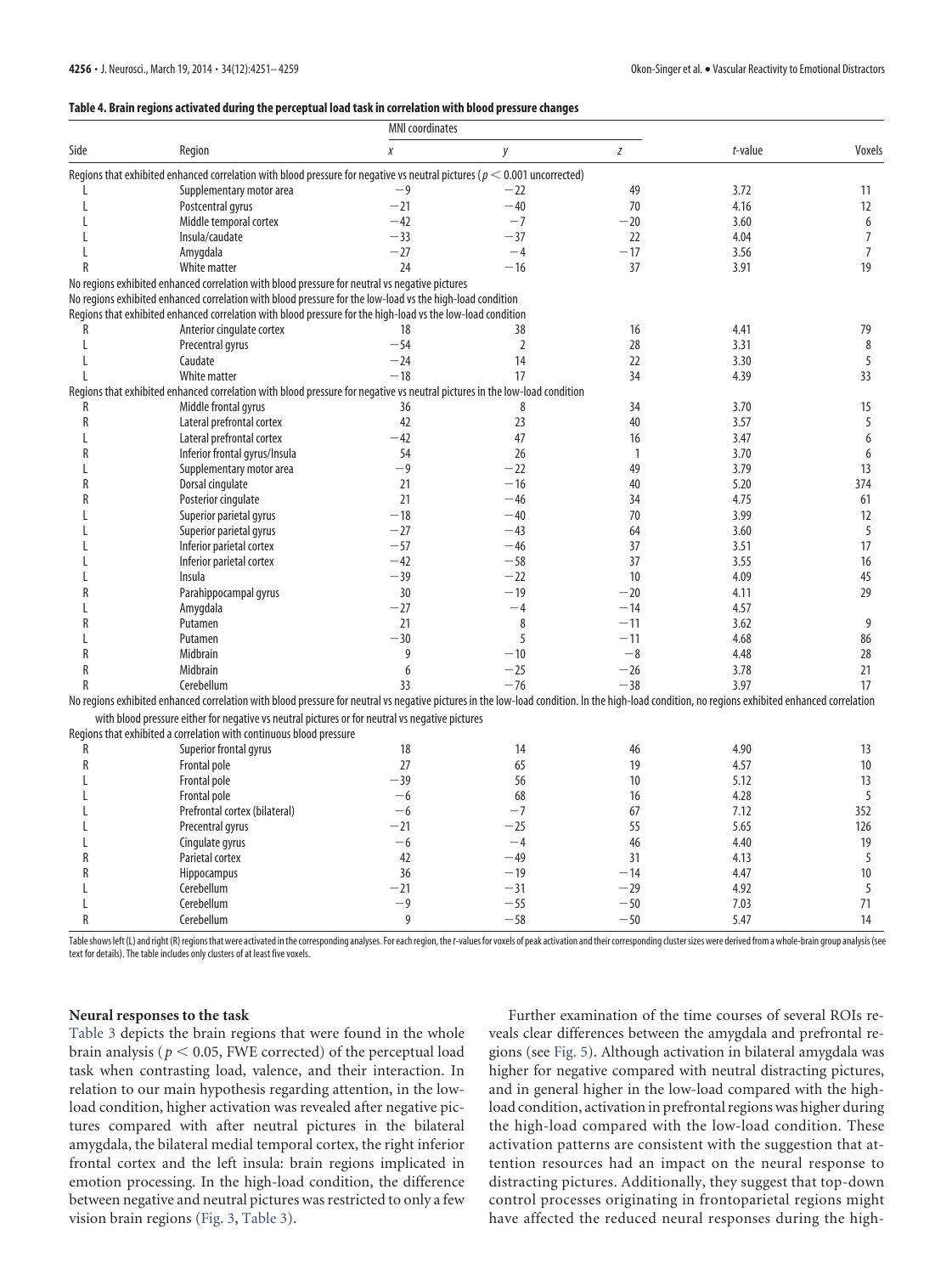**Table 4. Brain regions activated during the perceptual load task in correlation with blood pressure changes**

| Side | Region | MNI coordinates | | | *t*-value | Voxels |
|---|---|---|---|---|---|---|
| | | *x* | *y* | *z* | | |
| Regions that exhibited enhanced correlation with blood pressure for negative vs neutral pictures ($p < 0.001$ uncorrected) | | | | | | |
| L | Supplementary motor area | −9 | −22 | 49 | 3.72 | 11 |
| L | Postcentral gyrus | −21 | −40 | 70 | 4.16 | 12 |
| L | Middle temporal cortex | −42 | −7 | −20 | 3.60 | 6 |
| L | Insula/caudate | −33 | −37 | 22 | 4.04 | 7 |
| L | Amygdala | −27 | −4 | −17 | 3.56 | 7 |
| R | White matter | 24 | −16 | 37 | 3.91 | 19 |
| No regions exhibited enhanced correlation with blood pressure for neutral vs negative pictures | | | | | | |
| No regions exhibited enhanced correlation with blood pressure for the low-load vs the high-load condition | | | | | | |
| Regions that exhibited enhanced correlation with blood pressure for the high-load vs the low-load condition | | | | | | |
| R | Anterior cingulate cortex | 18 | 38 | 16 | 4.41 | 79 |
| L | Precentral gyrus | −54 | 2 | 28 | 3.31 | 8 |
| L | Caudate | −24 | 14 | 22 | 3.30 | 5 |
| L | White matter | −18 | 17 | 34 | 4.39 | 33 |
| Regions that exhibited enhanced correlation with blood pressure for negative vs neutral pictures in the low-load condition | | | | | | |
| R | Middle frontal gyrus | 36 | 8 | 34 | 3.70 | 15 |
| R | Lateral prefrontal cortex | 42 | 23 | 40 | 3.57 | 5 |
| L | Lateral prefrontal cortex | −42 | 47 | 16 | 3.47 | 6 |
| R | Inferior frontal gyrus/Insula | 54 | 26 | 1 | 3.70 | 6 |
| L | Supplementary motor area | −9 | −22 | 49 | 3.79 | 13 |
| R | Dorsal cingulate | 21 | −16 | 40 | 5.20 | 374 |
| R | Posterior cingulate | 21 | −46 | 34 | 4.75 | 61 |
| L | Superior parietal gyrus | −18 | −40 | 70 | 3.99 | 12 |
| L | Superior parietal gyrus | −27 | −43 | 64 | 3.60 | 5 |
| L | Inferior parietal cortex | −57 | −46 | 37 | 3.51 | 17 |
| L | Inferior parietal cortex | −42 | −58 | 37 | 3.55 | 16 |
| L | Insula | −39 | −22 | 10 | 4.09 | 45 |
| R | Parahippocampal gyrus | 30 | −19 | −20 | 4.11 | 29 |
| L | Amygdala | −27 | −4 | −14 | 4.57 | |
| R | Putamen | 21 | 8 | −11 | 3.62 | 9 |
| L | Putamen | −30 | 5 | −11 | 4.68 | 86 |
| R | Midbrain | 9 | −10 | −8 | 4.48 | 28 |
| R | Midbrain | 6 | −25 | −26 | 3.78 | 21 |
| R | Cerebellum | 33 | −76 | −38 | 3.97 | 17 |
| No regions exhibited enhanced correlation with blood pressure for neutral vs negative pictures in the low-load condition. In the high-load condition, no regions exhibited enhanced correlation with blood pressure either for negative vs neutral pictures or for neutral vs negative pictures | | | | | | |
| Regions that exhibited a correlation with continuous blood pressure | | | | | | |
| R | Superior frontal gyrus | 18 | 14 | 46 | 4.90 | 13 |
| R | Frontal pole | 27 | 65 | 19 | 4.57 | 10 |
| L | Frontal pole | −39 | 56 | 10 | 5.12 | 13 |
| L | Frontal pole | −6 | 68 | 16 | 4.28 | 5 |
| L | Prefrontal cortex (bilateral) | −6 | −7 | 67 | 7.12 | 352 |
| L | Precentral gyrus | −21 | −25 | 55 | 5.65 | 126 |
| L | Cingulate gyrus | −6 | −4 | 46 | 4.40 | 19 |
| R | Parietal cortex | 42 | −49 | 31 | 4.13 | 5 |
| R | Hippocampus | 36 | −19 | −14 | 4.47 | 10 |
| L | Cerebellum | −21 | −31 | −29 | 4.92 | 5 |
| L | Cerebellum | −9 | −55 | −50 | 7.03 | 71 |
| R | Cerebellum | 9 | −58 | −50 | 5.47 | 14 |

Table shows left (L) and right (R) regions that were activated in the corresponding analyses. For each region, the *t*-values for voxels of peak activation and their corresponding cluster sizes were derived from a whole-brain group analysis (see text for details). The table includes only clusters of at least five voxels.

### Neural responses to the task

Table 3 depicts the brain regions that were found in the whole brain analysis ($p < 0.05$, FWE corrected) of the perceptual load task when contrasting load, valence, and their interaction. In relation to our main hypothesis regarding attention, in the low-load condition, higher activation was revealed after negative pictures compared with after neutral pictures in the bilateral amygdala, the bilateral medial temporal cortex, the right inferior frontal cortex and the left insula: brain regions implicated in emotion processing. In the high-load condition, the difference between negative and neutral pictures was restricted to only a few vision brain regions (Fig. 3, Table 3).

Further examination of the time courses of several ROIs reveals clear differences between the amygdala and prefrontal regions (see Fig. 5). Although activation in bilateral amygdala was higher for negative compared with neutral distracting pictures, and in general higher in the low-load compared with the high-load condition, activation in prefrontal regions was higher during the high-load compared with the low-load condition. These activation patterns are consistent with the suggestion that attention resources had an impact on the neural response to distracting pictures. Additionally, they suggest that top-down control processes originating in frontoparietal regions might have affected the reduced neural responses during the high-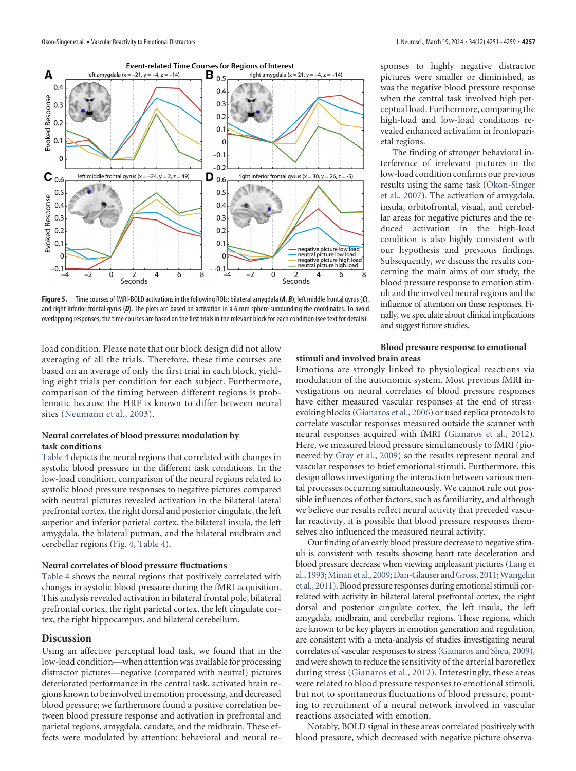Event-related Time Courses for Regions of Interest

A left amygdala (x = −21, y = −4, z = −14)

B right amygdala (x = 21, y = −4, z = −14)

C left middle frontal gyrus (x = −24, y = 2, z = 49)

D right inferior frontal gyrus (x = 30, y = 26, z = -5)

Evoked Response

Seconds

negative picture low load
neutral picture low load
negative picture high load
neutral picture high load

**Figure 5.** Time courses of fMRI-BOLD activations in the following ROIs: bilateral amygdala (*A*, *B*), left middle frontal gyrus (*C*), and right inferior frontal gyrus (*D*). The plots are based on activation in a 6 mm sphere surrounding the coordinates. To avoid overlapping responses, the time courses are based on the first trials in the relevant block for each condition (see text for details).

load condition. Please note that our block design did not allow averaging of all the trials. Therefore, these time courses are based on an average of only the first trial in each block, yielding eight trials per condition for each subject. Furthermore, comparison of the timing between different regions is problematic because the HRF is known to differ between neural sites (Neumann et al., 2003).

### Neural correlates of blood pressure: modulation by task conditions

Table 4 depicts the neural regions that correlated with changes in systolic blood pressure in the different task conditions. In the low-load condition, comparison of the neural regions related to systolic blood pressure responses to negative pictures compared with neutral pictures revealed activation in the bilateral lateral prefrontal cortex, the right dorsal and posterior cingulate, the left superior and inferior parietal cortex, the bilateral insula, the left amygdala, the bilateral putman, and the bilateral midbrain and cerebellar regions (Fig. 4, Table 4).

### Neural correlates of blood pressure fluctuations

Table 4 shows the neural regions that positively correlated with changes in systolic blood pressure during the fMRI acquisition. This analysis revealed activation in bilateral frontal pole, bilateral prefrontal cortex, the right parietal cortex, the left cingulate cortex, the right hippocampus, and bilateral cerebellum.

## Discussion

Using an affective perceptual load task, we found that in the low-load condition—when attention was available for processing distractor pictures—negative (compared with neutral) pictures deteriorated performance in the central task, activated brain regions known to be involved in emotion processing, and decreased blood pressure; we furthermore found a positive correlation between blood pressure response and activation in prefrontal and parietal regions, amygdala, caudate, and the midbrain. These effects were modulated by attention: behavioral and neural responses to highly negative distractor pictures were smaller or diminished, as was the negative blood pressure response when the central task involved high perceptual load. Furthermore, comparing the high-load and low-load conditions revealed enhanced activation in frontoparietal regions.

The finding of stronger behavioral interference of irrelevant pictures in the low-load condition confirms our previous results using the same task (Okon-Singer et al., 2007). The activation of amygdala, insula, orbitofrontal, visual, and cerebellar areas for negative pictures and the reduced activation in the high-load condition is also highly consistent with our hypothesis and previous findings. Subsequently, we discuss the results concerning the main aims of our study, the blood pressure response to emotion stimuli and the involved neural regions and the influence of attention on these responses. Finally, we speculate about clinical implications and suggest future studies.

### Blood pressure response to emotional stimuli and involved brain areas

Emotions are strongly linked to physiological reactions via modulation of the autonomic system. Most previous fMRI investigations on neural correlates of blood pressure responses have either measured vascular responses at the end of stress-evoking blocks (Gianaros et al., 2006) or used replica protocols to correlate vascular responses measured outside the scanner with neural responses acquired with fMRI (Gianaros et al., 2012). Here, we measured blood pressure simultaneously to fMRI (pioneered by Gray et al., 2009) so the results represent neural and vascular responses to brief emotional stimuli. Furthermore, this design allows investigating the interaction between various mental processes occurring simultaneously. We cannot rule out possible influences of other factors, such as familiarity, and although we believe our results reflect neural activity that preceded vascular reactivity, it is possible that blood pressure responses themselves also influenced the measured neural activity.

Our finding of an early blood pressure decrease to negative stimuli is consistent with results showing heart rate deceleration and blood pressure decrease when viewing unpleasant pictures (Lang et al., 1993; Minati et al., 2009; Dan-Glauser and Gross, 2011; Wangelin et al., 2011). Blood pressure responses during emotional stimuli correlated with activity in bilateral lateral prefrontal cortex, the right dorsal and posterior cingulate cortex, the left insula, the left amygdala, midbrain, and cerebellar regions. These regions, which are known to be key players in emotion generation and regulation, are consistent with a meta-analysis of studies investigating neural correlates of vascular responses to stress (Gianaros and Sheu, 2009), and were shown to reduce the sensitivity of the arterial baroreflex during stress (Gianaros et al., 2012). Interestingly, these areas were related to blood pressure responses to emotional stimuli, but not to spontaneous fluctuations of blood pressure, pointing to recruitment of a neural network involved in vascular reactions associated with emotion.

Notably, BOLD signal in these areas correlated positively with blood pressure, which decreased with negative picture observa-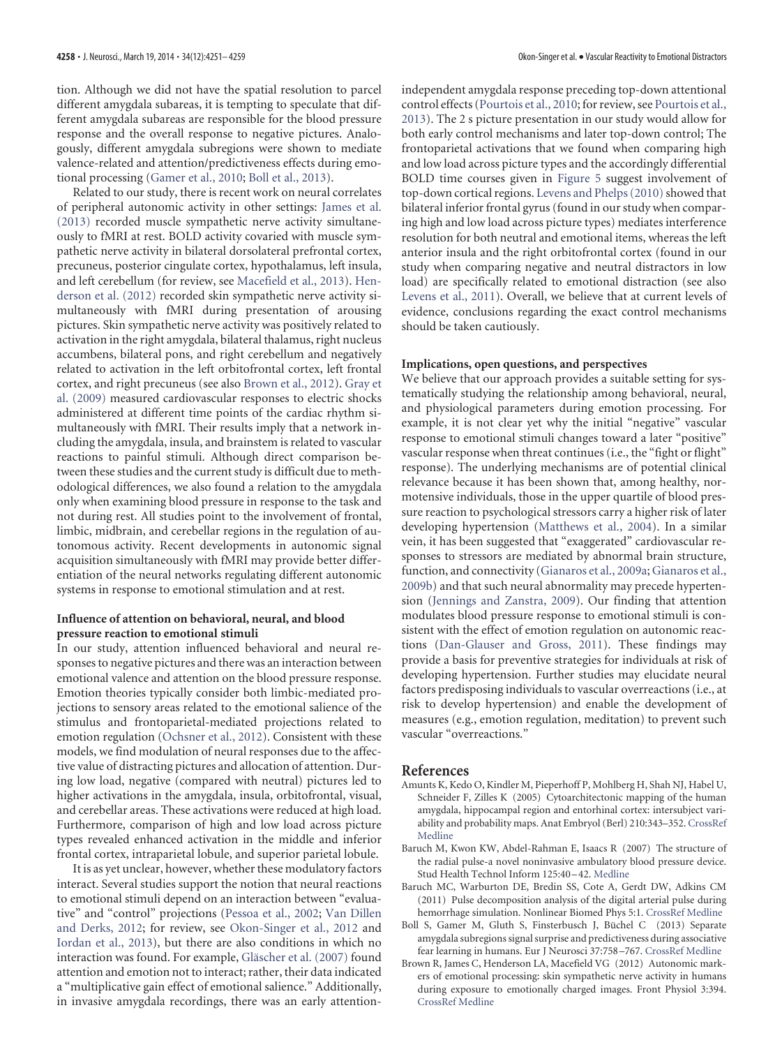tion. Although we did not have the spatial resolution to parcel different amygdala subareas, it is tempting to speculate that different amygdala subareas are responsible for the blood pressure response and the overall response to negative pictures. Analogously, different amygdala subregions were shown to mediate valence-related and attention/predictiveness effects during emotional processing (Gamer et al., 2010; Boll et al., 2013).

Related to our study, there is recent work on neural correlates of peripheral autonomic activity in other settings: James et al. (2013) recorded muscle sympathetic nerve activity simultaneously to fMRI at rest. BOLD activity covaried with muscle sympathetic nerve activity in bilateral dorsolateral prefrontal cortex, precuneus, posterior cingulate cortex, hypothalamus, left insula, and left cerebellum (for review, see Macefield et al., 2013). Henderson et al. (2012) recorded skin sympathetic nerve activity simultaneously with fMRI during presentation of arousing pictures. Skin sympathetic nerve activity was positively related to activation in the right amygdala, bilateral thalamus, right nucleus accumbens, bilateral pons, and right cerebellum and negatively related to activation in the left orbitofrontal cortex, left frontal cortex, and right precuneus (see also Brown et al., 2012). Gray et al. (2009) measured cardiovascular responses to electric shocks administered at different time points of the cardiac rhythm simultaneously with fMRI. Their results imply that a network including the amygdala, insula, and brainstem is related to vascular reactions to painful stimuli. Although direct comparison between these studies and the current study is difficult due to methodological differences, we also found a relation to the amygdala only when examining blood pressure in response to the task and not during rest. All studies point to the involvement of frontal, limbic, midbrain, and cerebellar regions in the regulation of autonomous activity. Recent developments in autonomic signal acquisition simultaneously with fMRI may provide better differentiation of the neural networks regulating different autonomic systems in response to emotional stimulation and at rest.

### Influence of attention on behavioral, neural, and blood pressure reaction to emotional stimuli

In our study, attention influenced behavioral and neural responses to negative pictures and there was an interaction between emotional valence and attention on the blood pressure response. Emotion theories typically consider both limbic-mediated projections to sensory areas related to the emotional salience of the stimulus and frontoparietal-mediated projections related to emotion regulation (Ochsner et al., 2012). Consistent with these models, we find modulation of neural responses due to the affective value of distracting pictures and allocation of attention. During low load, negative (compared with neutral) pictures led to higher activations in the amygdala, insula, orbitofrontal, visual, and cerebellar areas. These activations were reduced at high load. Furthermore, comparison of high and low load across picture types revealed enhanced activation in the middle and inferior frontal cortex, intraparietal lobule, and superior parietal lobule.

It is as yet unclear, however, whether these modulatory factors interact. Several studies support the notion that neural reactions to emotional stimuli depend on an interaction between "evaluative" and "control" projections (Pessoa et al., 2002; Van Dillen and Derks, 2012; for review, see Okon-Singer et al., 2012 and Iordan et al., 2013), but there are also conditions in which no interaction was found. For example, Gläscher et al. (2007) found attention and emotion not to interact; rather, their data indicated a "multiplicative gain effect of emotional salience." Additionally, in invasive amygdala recordings, there was an early attention-independent amygdala response preceding top-down attentional control effects (Pourtois et al., 2010; for review, see Pourtois et al., 2013). The 2 s picture presentation in our study would allow for both early control mechanisms and later top-down control; The frontoparietal activations that we found when comparing high and low load across picture types and the accordingly differential BOLD time courses given in Figure 5 suggest involvement of top-down cortical regions. Levens and Phelps (2010) showed that bilateral inferior frontal gyrus (found in our study when comparing high and low load across picture types) mediates interference resolution for both neutral and emotional items, whereas the left anterior insula and the right orbitofrontal cortex (found in our study when comparing negative and neutral distractors in low load) are specifically related to emotional distraction (see also Levens et al., 2011). Overall, we believe that at current levels of evidence, conclusions regarding the exact control mechanisms should be taken cautiously.

### Implications, open questions, and perspectives

We believe that our approach provides a suitable setting for systematically studying the relationship among behavioral, neural, and physiological parameters during emotion processing. For example, it is not clear yet why the initial "negative" vascular response to emotional stimuli changes toward a later "positive" vascular response when threat continues (i.e., the "fight or flight" response). The underlying mechanisms are of potential clinical relevance because it has been shown that, among healthy, normotensive individuals, those in the upper quartile of blood pressure reaction to psychological stressors carry a higher risk of later developing hypertension (Matthews et al., 2004). In a similar vein, it has been suggested that "exaggerated" cardiovascular responses to stressors are mediated by abnormal brain structure, function, and connectivity (Gianaros et al., 2009a; Gianaros et al., 2009b) and that such neural abnormality may precede hypertension (Jennings and Zanstra, 2009). Our finding that attention modulates blood pressure response to emotional stimuli is consistent with the effect of emotion regulation on autonomic reactions (Dan-Glauser and Gross, 2011). These findings may provide a basis for preventive strategies for individuals at risk of developing hypertension. Further studies may elucidate neural factors predisposing individuals to vascular overreactions (i.e., at risk to develop hypertension) and enable the development of measures (e.g., emotion regulation, meditation) to prevent such vascular "overreactions."

## References

Amunts K, Kedo O, Kindler M, Pieperhoff P, Mohlberg H, Shah NJ, Habel U, Schneider F, Zilles K (2005) Cytoarchitectonic mapping of the human amygdala, hippocampal region and entorhinal cortex: intersubject variability and probability maps. Anat Embryol (Berl) 210:343–352. CrossRef Medline

Baruch M, Kwon KW, Abdel-Rahman E, Isaacs R (2007) The structure of the radial pulse-a novel noninvasive ambulatory blood pressure device. Stud Health Technol Inform 125:40–42. Medline

Baruch MC, Warburton DE, Bredin SS, Cote A, Gerdt DW, Adkins CM (2011) Pulse decomposition analysis of the digital arterial pulse during hemorrhage simulation. Nonlinear Biomed Phys 5:1. CrossRef Medline

Boll S, Gamer M, Gluth S, Finsterbusch J, Büchel C (2013) Separate amygdala subregions signal surprise and predictiveness during associative fear learning in humans. Eur J Neurosci 37:758–767. CrossRef Medline

Brown R, James C, Henderson LA, Macefield VG (2012) Autonomic markers of emotional processing: skin sympathetic nerve activity in humans during exposure to emotionally charged images. Front Physiol 3:394. CrossRef Medline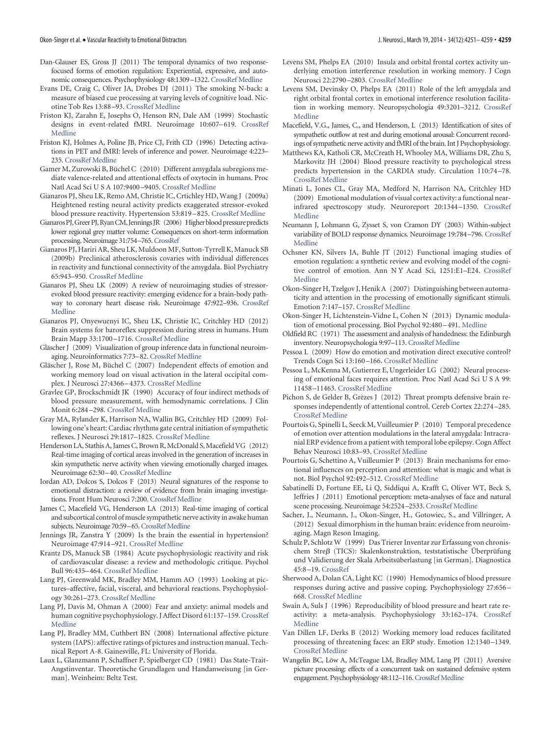Dan-Glauser ES, Gross JJ (2011) The temporal dynamics of two response-focused forms of emotion regulation: Experiential, expressive, and autonomic consequences. Psychophysiology 48:1309–1322. CrossRef Medline

Evans DE, Craig C, Oliver JA, Drobes DJ (2011) The smoking N-back: a measure of biased cue processing at varying levels of cognitive load. Nicotine Tob Res 13:88–93. CrossRef Medline

Friston KJ, Zarahn E, Josephs O, Henson RN, Dale AM (1999) Stochastic designs in event-related fMRI. Neuroimage 10:607–619. CrossRef Medline

Friston KJ, Holmes A, Poline JB, Price CJ, Frith CD (1996) Detecting activations in PET and fMRI: levels of inference and power. Neuroimage 4:223–235. CrossRef Medline

Gamer M, Zurowski B, Büchel C (2010) Different amygdala subregions mediate valence-related and attentional effects of oxytocin in humans. Proc Natl Acad Sci U S A 107:9400–9405. CrossRef Medline

Gianaros PJ, Sheu LK, Remo AM, Christie IC, Crtichley HD, Wang J (2009a) Heightened resting neural activity predicts exaggerated stressor-evoked blood pressure reactivity. Hypertension 53:819–825. CrossRef Medline

Gianaros PJ, Greer PJ, Ryan CM, Jennings JR (2006) Higher blood pressure predicts lower regional grey matter volume: Consequences on short-term information processing. Neuroimage 31:754–765. CrossRef

Gianaros PJ, Hariri AR, Sheu LK, Muldoon MF, Sutton-Tyrrell K, Manuck SB (2009b) Preclinical atherosclerosis covaries with individual differences in reactivity and functional connectivity of the amygdala. Biol Psychiatry 65:943–950. CrossRef Medline

Gianaros PJ, Sheu LK (2009) A review of neuroimaging studies of stressor-evoked blood pressure reactivity: emerging evidence for a brain-body pathway to coronary heart disease risk. Neuroimage 47:922–936. CrossRef Medline

Gianaros PJ, Onyewuenyi IC, Sheu LK, Christie IC, Critchley HD (2012) Brain systems for baroreflex suppression during stress in humans. Hum Brain Mapp 33:1700–1716. CrossRef Medline

Gläscher J (2009) Visualization of group inference data in functional neuroimaging. Neuroinformatics 7:73–82. CrossRef Medline

Gläscher J, Rose M, Büchel C (2007) Independent effects of emotion and working memory load on visual activation in the lateral occipital complex. J Neurosci 27:4366–4373. CrossRef Medline

Gravlee GP, Brockschmidt JK (1990) Accuracy of four indirect methods of blood pressure measurement, with hemodynamic correlations. J Clin Monit 6:284–298. CrossRef Medline

Gray MA, Rylander K, Harrison NA, Wallin BG, Critchley HD (2009) Following one's heart: Cardiac rhythms gate central initiation of sympathetic reflexes. J Neurosci 29:1817–1825. CrossRef Medline

Henderson LA, Stathis A, James C, Brown R, McDonald S, Macefield VG (2012) Real-time imaging of cortical areas involved in the generation of increases in skin sympathetic nerve activity when viewing emotionally charged images. Neuroimage 62:30–40. CrossRef Medline

Iordan AD, Dolcos S, Dolcos F (2013) Neural signatures of the response to emotional distraction: a review of evidence from brain imaging investigations. Front Hum Neurosci 7:200. CrossRef Medline

James C, Macefield VG, Henderson LA (2013) Real-time imaging of cortical and subcortical control of muscle sympathetic nerve activity in awake human subjects. Neuroimage 70:59–65. CrossRef Medline

Jennings JR, Zanstra Y (2009) Is the brain the essential in hypertension? Neuroimage 47:914–921. CrossRef Medline

Krantz DS, Manuck SB (1984) Acute psychophysiologic reactivity and risk of cardiovascular disease: a review and methodologic critique. Psychol Bull 96:435–464. CrossRef Medline

Lang PJ, Greenwald MK, Bradley MM, Hamm AO (1993) Looking at pictures–affective, facial, visceral, and behavioral reactions. Psychophysiology 30:261–273. CrossRef Medline

Lang PJ, Davis M, Ohman A (2000) Fear and anxiety: animal models and human cognitive psychophysiology. J Affect Disord 61:137–159. CrossRef Medline

Lang PJ, Bradley MM, Cuthbert BN (2008) International affective picture system (IAPS): affective ratings of pictures and instruction manual. Technical Report A-8. Gainesville, FL: University of Florida.

Laux L, Glanzmann P, Schaffner P, Spielberger CD (1981) Das State-Trait-Angstinventar. Theoretische Grundlagen und Handanweisung [in German]. Weinheim: Beltz Test.

Levens SM, Phelps EA (2010) Insula and orbital frontal cortex activity underlying emotion interference resolution in working memory. J Cogn Neurosci 22:2790–2803. CrossRef Medline

Levens SM, Devinsky O, Phelps EA (2011) Role of the left amygdala and right orbital frontal cortex in emotional interference resolution facilitation in working memory. Neuropsychologia 49:3201–3212. CrossRef Medline

Macefield, V.G., James, C., and Henderson, L (2013) Identification of sites of sympathetic outflow at rest and during emotional arousal: Concurrent recordings of sympathetic nerve activity and fMRI of the brain. Int J Psychophysiology.

Matthews KA, Katholi CR, McCreath H, Whooley MA, Williams DR, Zhu S, Markovitz JH (2004) Blood pressure reactivity to psychological stress predicts hypertension in the CARDIA study. Circulation 110:74–78. CrossRef Medline

Minati L, Jones CL, Gray MA, Medford N, Harrison NA, Critchley HD (2009) Emotional modulation of visual cortex activity: a functional near-infrared spectroscopy study. Neuroreport 20:1344–1350. CrossRef Medline

Neumann J, Lohmann G, Zysset S, von Cramon DY (2003) Within-subject variability of BOLD response dynamics. Neuroimage 19:784–796. CrossRef Medline

Ochsner KN, Silvers JA, Buhle JT (2012) Functional imaging studies of emotion regulation: a synthetic review and evolving model of the cognitive control of emotion. Ann N Y Acad Sci, 1251:E1–E24. CrossRef Medline

Okon-Singer H, Tzelgov J, Henik A (2007) Distinguishing between automaticity and attention in the processing of emotionally significant stimuli. Emotion 7:147–157. CrossRef Medline

Okon-Singer H, Lichtenstein-Vidne L, Cohen N (2013) Dynamic modulation of emotional processing. Biol Psychol 92:480–491. Medline

Oldfield RC (1971) The assessment and analysis of handedness: the Edinburgh inventory. Neuropsychologia 9:97–113. CrossRef Medline

Pessoa L (2009) How do emotion and motivation direct executive control? Trends Cogn Sci 13:160–166. CrossRef Medline

Pessoa L, McKenna M, Gutierrez E, Ungerleider LG (2002) Neural processing of emotional faces requires attention. Proc Natl Acad Sci U S A 99: 11458–11463. CrossRef Medline

Pichon S, de Gelder B, Grèzes J (2012) Threat prompts defensive brain responses independently of attentional control. Cereb Cortex 22:274–285. CrossRef Medline

Pourtois G, Spinelli L, Seeck M, Vuilleumier P (2010) Temporal precedence of emotion over attention modulations in the lateral amygdala: Intracranial ERP evidence from a patient with temporal lobe epilepsy. Cogn Affect Behav Neurosci 10:83–93. CrossRef Medline

Pourtois G, Schettino A, Vuilleumier P (2013) Brain mechanisms for emotional influences on perception and attention: what is magic and what is not. Biol Psychol 92:492–512. CrossRef Medline

Sabatinelli D, Fortune EE, Li Q, Siddiqui A, Krafft C, Oliver WT, Beck S, Jeffries J (2011) Emotional perception: meta-analyses of face and natural scene processing. Neuroimage 54:2524–2533. CrossRef Medline

Sacher, J., Neumann, J., Okon-Singer, H., Gotowiec, S., and Villringer, A (2012) Sexual dimorphism in the human brain: evidence from neuroimaging. Magn Reson Imaging.

Schulz P, Schlotz W (1999) Das Trierer Inventar zur Erfassung von chronischem Stre$\beta$ (TICS): Skalenkonstruktion, teststatistische Überprüfung und Validierung der Skala Arbeitsüberlastung [in German]. Diagnostica 45:8–19. CrossRef

Sherwood A, Dolan CA, Light KC (1990) Hemodynamics of blood pressure responses during active and passive coping. Psychophysiology 27:656–668. CrossRef Medline

Swain A, Suls J (1996) Reproducibility of blood pressure and heart rate reactivity: a meta-analysis. Psychophysiology 33:162–174. CrossRef Medline

Van Dillen LF, Derks B (2012) Working memory load reduces facilitated processing of threatening faces: an ERP study. Emotion 12:1340–1349. CrossRef Medline

Wangelin BC, Löw A, McTeague LM, Bradley MM, Lang PJ (2011) Aversive picture processing: effects of a concurrent task on sustained defensive system engagement. Psychophysiology 48:112–116. CrossRef Medline